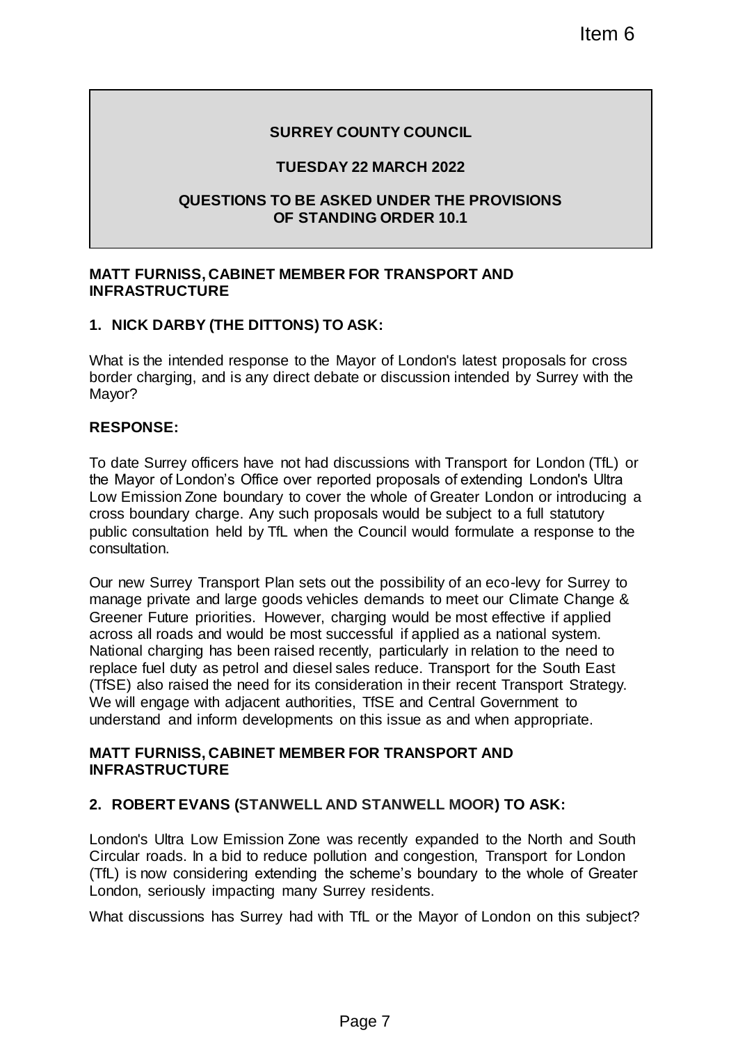Item 6

# SURREY COUNTY COUNCIL

## TUESDAY 22 MARCH 2022

## QUESTIONS TO BE ASKED UNDER THE PROVISIONS OF STANDING ORDER 10.1

**MATT FURNISS, CABINET MEMBER FOR TRANSPORT AND INFRASTRUCTURE**

### 1. NICK DARBY (THE DITTONS) TO ASK:

What is the intended response to the Mayor of London's latest proposals for cross border charging, and is any direct debate or discussion intended by Surrey with the Mayor?

**RESPONSE:**

To date Surrey officers have not had discussions with Transport for London (TfL) or the Mayor of London's Office over reported proposals of extending London's Ultra Low Emission Zone boundary to cover the whole of Greater London or introducing a cross boundary charge. Any such proposals would be subject to a full statutory public consultation held by TfL when the Council would formulate a response to the consultation.

Our new Surrey Transport Plan sets out the possibility of an eco-levy for Surrey to manage private and large goods vehicles demands to meet our Climate Change & Greener Future priorities. However, charging would be most effective if applied across all roads and would be most successful if applied as a national system. National charging has been raised recently, particularly in relation to the need to replace fuel duty as petrol and diesel sales reduce. Transport for the South East (TfSE) also raised the need for its consideration in their recent Transport Strategy. We will engage with adjacent authorities, TfSE and Central Government to understand and inform developments on this issue as and when appropriate.

**MATT FURNISS, CABINET MEMBER FOR TRANSPORT AND INFRASTRUCTURE**

### 2. ROBERT EVANS (STANWELL AND STANWELL MOOR) TO ASK:

London's Ultra Low Emission Zone was recently expanded to the North and South Circular roads. In a bid to reduce pollution and congestion, Transport for London (TfL) is now considering extending the scheme's boundary to the whole of Greater London, seriously impacting many Surrey residents.

What discussions has Surrey had with TfL or the Mayor of London on this subject?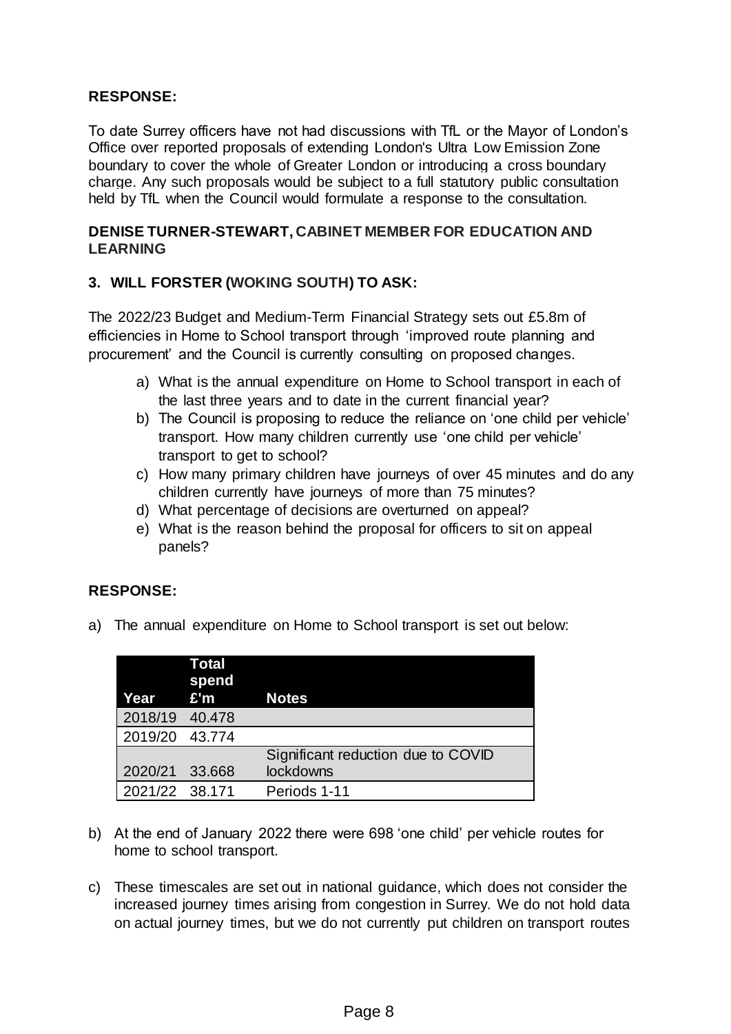**RESPONSE:**

To date Surrey officers have not had discussions with TfL or the Mayor of London's Office over reported proposals of extending London's Ultra Low Emission Zone boundary to cover the whole of Greater London or introducing a cross boundary charge. Any such proposals would be subject to a full statutory public consultation held by TfL when the Council would formulate a response to the consultation.

**DENISE TURNER-STEWART, CABINET MEMBER FOR EDUCATION AND LEARNING**

**3. WILL FORSTER (WOKING SOUTH) TO ASK:**

The 2022/23 Budget and Medium-Term Financial Strategy sets out £5.8m of efficiencies in Home to School transport through 'improved route planning and procurement' and the Council is currently consulting on proposed changes.

a) What is the annual expenditure on Home to School transport in each of the last three years and to date in the current financial year?
b) The Council is proposing to reduce the reliance on 'one child per vehicle' transport. How many children currently use 'one child per vehicle' transport to get to school?
c) How many primary children have journeys of over 45 minutes and do any children currently have journeys of more than 75 minutes?
d) What percentage of decisions are overturned on appeal?
e) What is the reason behind the proposal for officers to sit on appeal panels?

**RESPONSE:**

a) The annual expenditure on Home to School transport is set out below:

| Year | Total spend £'m | Notes |
|---|---|---|
| 2018/19 | 40.478 | |
| 2019/20 | 43.774 | |
| 2020/21 | 33.668 | Significant reduction due to COVID lockdowns |
| 2021/22 | 38.171 | Periods 1-11 |

b) At the end of January 2022 there were 698 'one child' per vehicle routes for home to school transport.

c) These timescales are set out in national guidance, which does not consider the increased journey times arising from congestion in Surrey. We do not hold data on actual journey times, but we do not currently put children on transport routes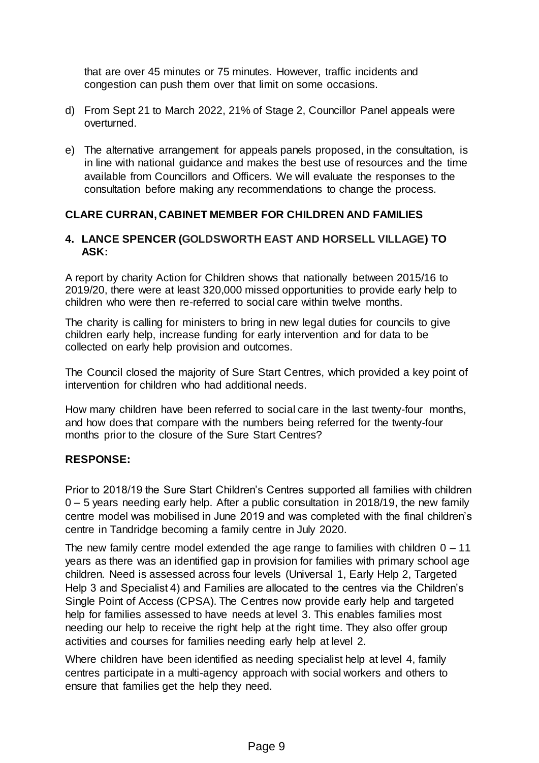that are over 45 minutes or 75 minutes. However, traffic incidents and congestion can push them over that limit on some occasions.

d) From Sept 21 to March 2022, 21% of Stage 2, Councillor Panel appeals were overturned.

e) The alternative arrangement for appeals panels proposed, in the consultation, is in line with national guidance and makes the best use of resources and the time available from Councillors and Officers. We will evaluate the responses to the consultation before making any recommendations to change the process.

**CLARE CURRAN, CABINET MEMBER FOR CHILDREN AND FAMILIES**

**4. LANCE SPENCER (GOLDSWORTH EAST AND HORSELL VILLAGE) TO ASK:**

A report by charity Action for Children shows that nationally between 2015/16 to 2019/20, there were at least 320,000 missed opportunities to provide early help to children who were then re-referred to social care within twelve months.

The charity is calling for ministers to bring in new legal duties for councils to give children early help, increase funding for early intervention and for data to be collected on early help provision and outcomes.

The Council closed the majority of Sure Start Centres, which provided a key point of intervention for children who had additional needs.

How many children have been referred to social care in the last twenty-four months, and how does that compare with the numbers being referred for the twenty-four months prior to the closure of the Sure Start Centres?

**RESPONSE:**

Prior to 2018/19 the Sure Start Children's Centres supported all families with children 0 – 5 years needing early help. After a public consultation in 2018/19, the new family centre model was mobilised in June 2019 and was completed with the final children's centre in Tandridge becoming a family centre in July 2020.

The new family centre model extended the age range to families with children 0 – 11 years as there was an identified gap in provision for families with primary school age children. Need is assessed across four levels (Universal 1, Early Help 2, Targeted Help 3 and Specialist 4) and Families are allocated to the centres via the Children's Single Point of Access (CPSA). The Centres now provide early help and targeted help for families assessed to have needs at level 3. This enables families most needing our help to receive the right help at the right time. They also offer group activities and courses for families needing early help at level 2.

Where children have been identified as needing specialist help at level 4, family centres participate in a multi-agency approach with social workers and others to ensure that families get the help they need.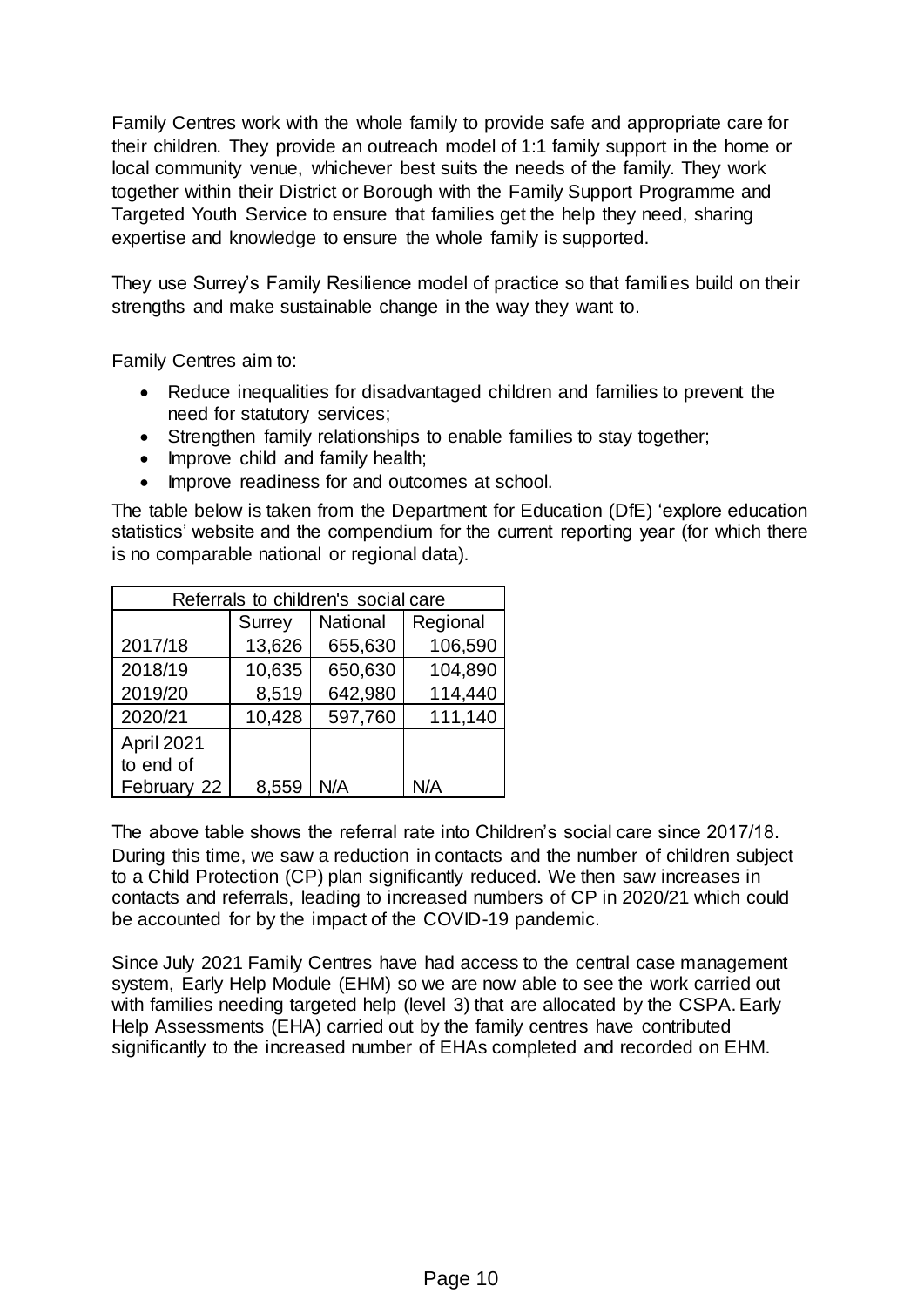Family Centres work with the whole family to provide safe and appropriate care for their children. They provide an outreach model of 1:1 family support in the home or local community venue, whichever best suits the needs of the family. They work together within their District or Borough with the Family Support Programme and Targeted Youth Service to ensure that families get the help they need, sharing expertise and knowledge to ensure the whole family is supported.

They use Surrey's Family Resilience model of practice so that families build on their strengths and make sustainable change in the way they want to.

Family Centres aim to:

- Reduce inequalities for disadvantaged children and families to prevent the need for statutory services;
- Strengthen family relationships to enable families to stay together;
- Improve child and family health;
- Improve readiness for and outcomes at school.

The table below is taken from the Department for Education (DfE) 'explore education statistics' website and the compendium for the current reporting year (for which there is no comparable national or regional data).

| Referrals to children's social care | | | |
|---|---|---|---|
| | Surrey | National | Regional |
| 2017/18 | 13,626 | 655,630 | 106,590 |
| 2018/19 | 10,635 | 650,630 | 104,890 |
| 2019/20 | 8,519 | 642,980 | 114,440 |
| 2020/21 | 10,428 | 597,760 | 111,140 |
| April 2021 to end of February 22 | 8,559 | N/A | N/A |

The above table shows the referral rate into Children's social care since 2017/18. During this time, we saw a reduction in contacts and the number of children subject to a Child Protection (CP) plan significantly reduced. We then saw increases in contacts and referrals, leading to increased numbers of CP in 2020/21 which could be accounted for by the impact of the COVID-19 pandemic.

Since July 2021 Family Centres have had access to the central case management system, Early Help Module (EHM) so we are now able to see the work carried out with families needing targeted help (level 3) that are allocated by the CSPA. Early Help Assessments (EHA) carried out by the family centres have contributed significantly to the increased number of EHAs completed and recorded on EHM.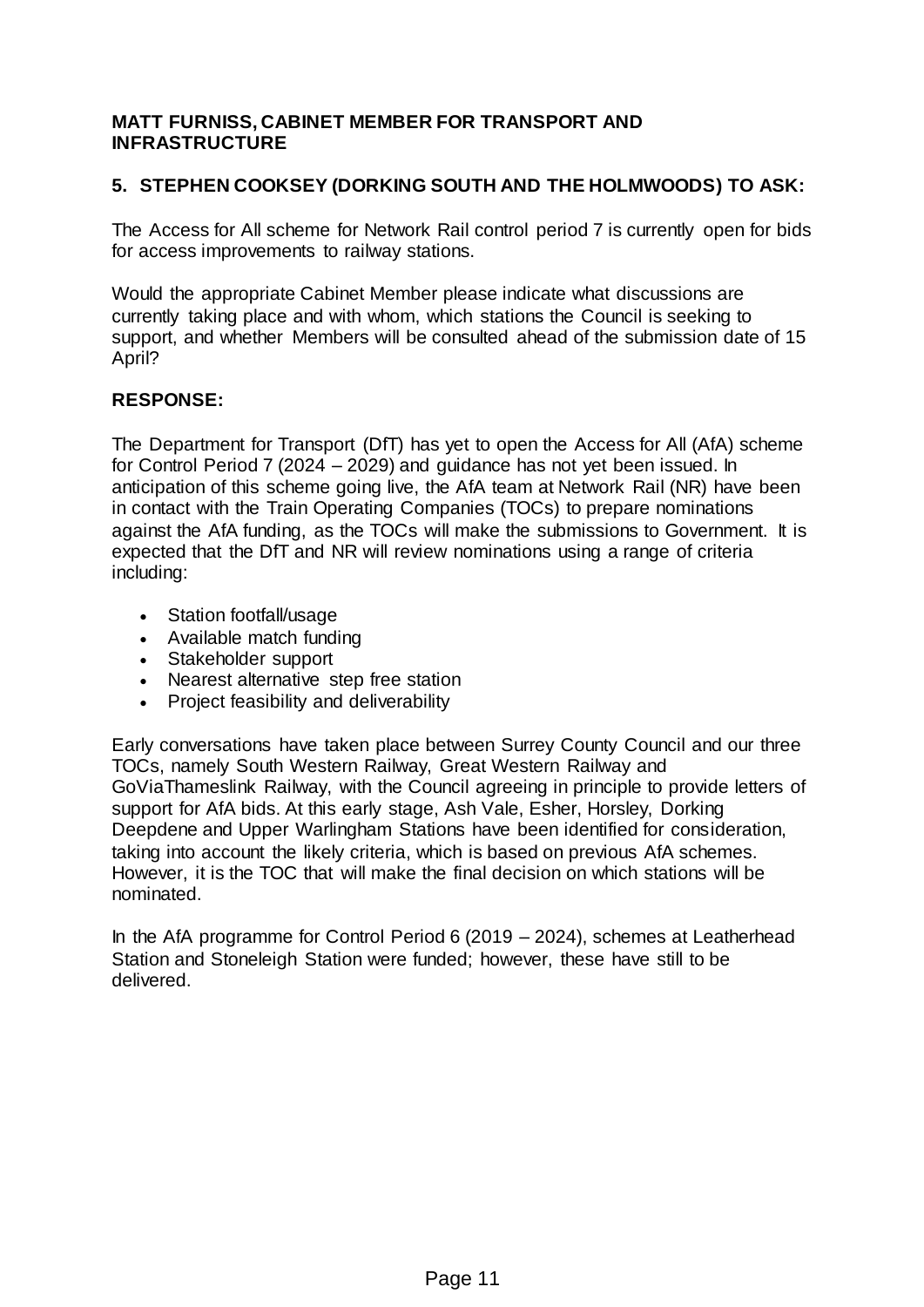**MATT FURNISS, CABINET MEMBER FOR TRANSPORT AND INFRASTRUCTURE**

**5. STEPHEN COOKSEY (DORKING SOUTH AND THE HOLMWOODS) TO ASK:**

The Access for All scheme for Network Rail control period 7 is currently open for bids for access improvements to railway stations.

Would the appropriate Cabinet Member please indicate what discussions are currently taking place and with whom, which stations the Council is seeking to support, and whether Members will be consulted ahead of the submission date of 15 April?

**RESPONSE:**

The Department for Transport (DfT) has yet to open the Access for All (AfA) scheme for Control Period 7 (2024 – 2029) and guidance has not yet been issued. In anticipation of this scheme going live, the AfA team at Network Rail (NR) have been in contact with the Train Operating Companies (TOCs) to prepare nominations against the AfA funding, as the TOCs will make the submissions to Government. It is expected that the DfT and NR will review nominations using a range of criteria including:

- Station footfall/usage
- Available match funding
- Stakeholder support
- Nearest alternative step free station
- Project feasibility and deliverability

Early conversations have taken place between Surrey County Council and our three TOCs, namely South Western Railway, Great Western Railway and GoViaThameslink Railway, with the Council agreeing in principle to provide letters of support for AfA bids. At this early stage, Ash Vale, Esher, Horsley, Dorking Deepdene and Upper Warlingham Stations have been identified for consideration, taking into account the likely criteria, which is based on previous AfA schemes. However, it is the TOC that will make the final decision on which stations will be nominated.

In the AfA programme for Control Period 6 (2019 – 2024), schemes at Leatherhead Station and Stoneleigh Station were funded; however, these have still to be delivered.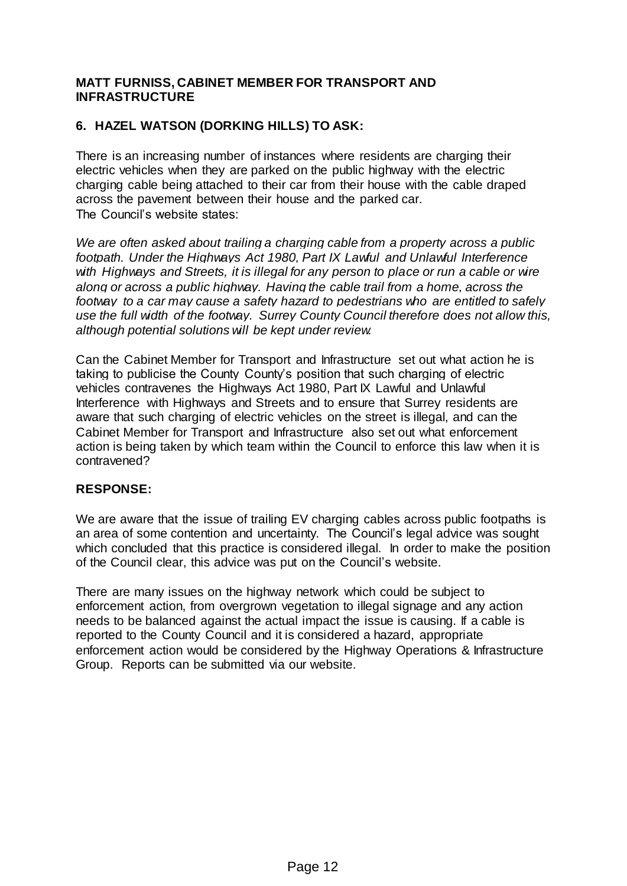**MATT FURNISS, CABINET MEMBER FOR TRANSPORT AND INFRASTRUCTURE**

**6. HAZEL WATSON (DORKING HILLS) TO ASK:**

There is an increasing number of instances where residents are charging their electric vehicles when they are parked on the public highway with the electric charging cable being attached to their car from their house with the cable draped across the pavement between their house and the parked car.
The Council's website states:

*We are often asked about trailing a charging cable from a property across a public footpath. Under the Highways Act 1980, Part IX Lawful and Unlawful Interference with Highways and Streets, it is illegal for any person to place or run a cable or wire along or across a public highway. Having the cable trail from a home, across the footway to a car may cause a safety hazard to pedestrians who are entitled to safely use the full width of the footway. Surrey County Council therefore does not allow this, although potential solutions will be kept under review.*

Can the Cabinet Member for Transport and Infrastructure set out what action he is taking to publicise the County County's position that such charging of electric vehicles contravenes the Highways Act 1980, Part IX Lawful and Unlawful Interference with Highways and Streets and to ensure that Surrey residents are aware that such charging of electric vehicles on the street is illegal, and can the Cabinet Member for Transport and Infrastructure also set out what enforcement action is being taken by which team within the Council to enforce this law when it is contravened?

**RESPONSE:**

We are aware that the issue of trailing EV charging cables across public footpaths is an area of some contention and uncertainty. The Council's legal advice was sought which concluded that this practice is considered illegal. In order to make the position of the Council clear, this advice was put on the Council's website.

There are many issues on the highway network which could be subject to enforcement action, from overgrown vegetation to illegal signage and any action needs to be balanced against the actual impact the issue is causing. If a cable is reported to the County Council and it is considered a hazard, appropriate enforcement action would be considered by the Highway Operations & Infrastructure Group. Reports can be submitted via our website.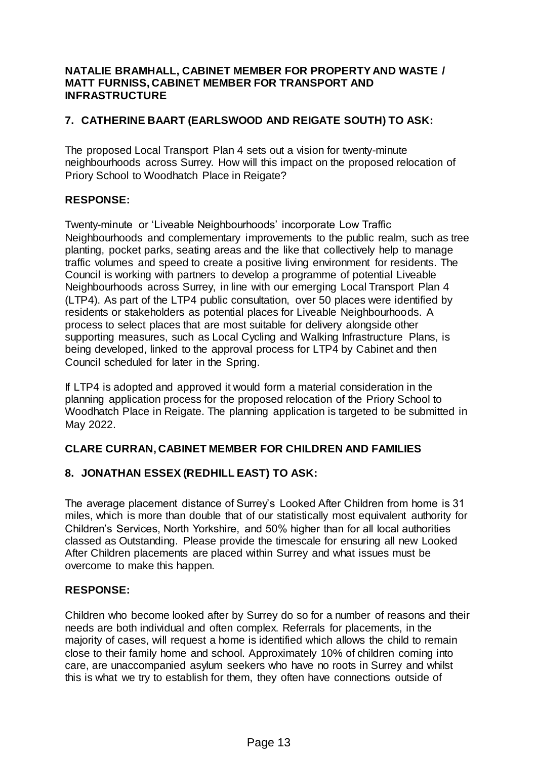**NATALIE BRAMHALL, CABINET MEMBER FOR PROPERTY AND WASTE / MATT FURNISS, CABINET MEMBER FOR TRANSPORT AND INFRASTRUCTURE**

## 7. CATHERINE BAART (EARLSWOOD AND REIGATE SOUTH) TO ASK:

The proposed Local Transport Plan 4 sets out a vision for twenty-minute neighbourhoods across Surrey. How will this impact on the proposed relocation of Priory School to Woodhatch Place in Reigate?

**RESPONSE:**

Twenty-minute or 'Liveable Neighbourhoods' incorporate Low Traffic Neighbourhoods and complementary improvements to the public realm, such as tree planting, pocket parks, seating areas and the like that collectively help to manage traffic volumes and speed to create a positive living environment for residents. The Council is working with partners to develop a programme of potential Liveable Neighbourhoods across Surrey, in line with our emerging Local Transport Plan 4 (LTP4). As part of the LTP4 public consultation, over 50 places were identified by residents or stakeholders as potential places for Liveable Neighbourhoods. A process to select places that are most suitable for delivery alongside other supporting measures, such as Local Cycling and Walking Infrastructure Plans, is being developed, linked to the approval process for LTP4 by Cabinet and then Council scheduled for later in the Spring.

If LTP4 is adopted and approved it would form a material consideration in the planning application process for the proposed relocation of the Priory School to Woodhatch Place in Reigate. The planning application is targeted to be submitted in May 2022.

**CLARE CURRAN, CABINET MEMBER FOR CHILDREN AND FAMILIES**

## 8. JONATHAN ESSEX (REDHILL EAST) TO ASK:

The average placement distance of Surrey's Looked After Children from home is 31 miles, which is more than double that of our statistically most equivalent authority for Children's Services, North Yorkshire, and 50% higher than for all local authorities classed as Outstanding. Please provide the timescale for ensuring all new Looked After Children placements are placed within Surrey and what issues must be overcome to make this happen.

**RESPONSE:**

Children who become looked after by Surrey do so for a number of reasons and their needs are both individual and often complex. Referrals for placements, in the majority of cases, will request a home is identified which allows the child to remain close to their family home and school. Approximately 10% of children coming into care, are unaccompanied asylum seekers who have no roots in Surrey and whilst this is what we try to establish for them, they often have connections outside of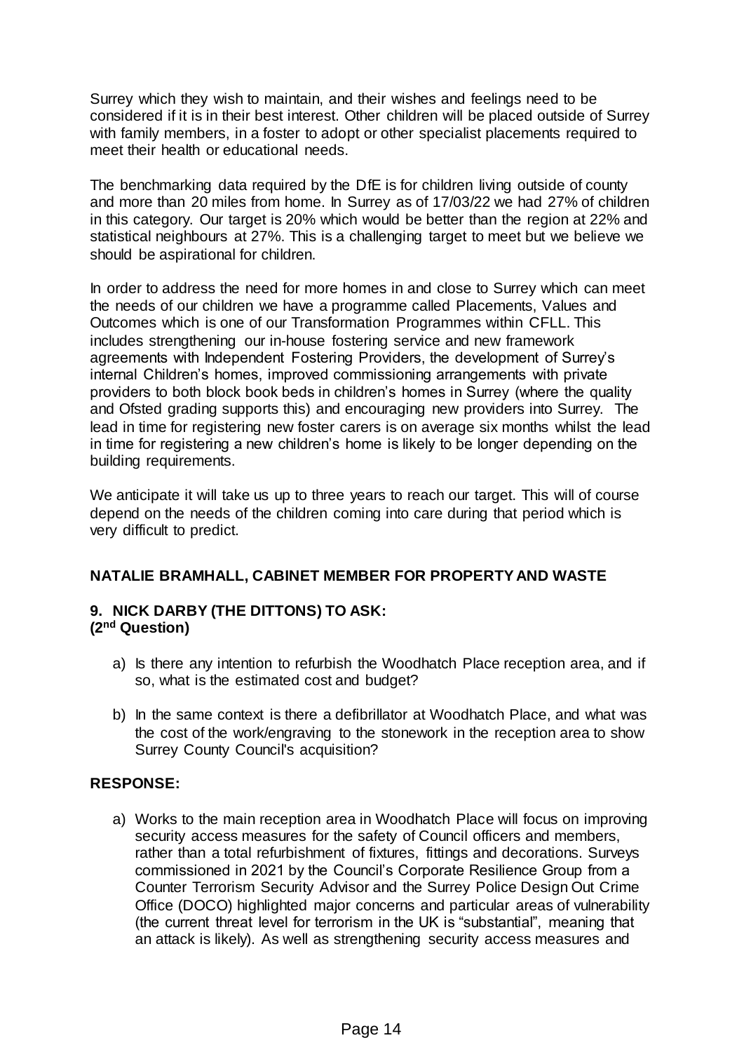Surrey which they wish to maintain, and their wishes and feelings need to be considered if it is in their best interest. Other children will be placed outside of Surrey with family members, in a foster to adopt or other specialist placements required to meet their health or educational needs.

The benchmarking data required by the DfE is for children living outside of county and more than 20 miles from home. In Surrey as of 17/03/22 we had 27% of children in this category. Our target is 20% which would be better than the region at 22% and statistical neighbours at 27%. This is a challenging target to meet but we believe we should be aspirational for children.

In order to address the need for more homes in and close to Surrey which can meet the needs of our children we have a programme called Placements, Values and Outcomes which is one of our Transformation Programmes within CFLL. This includes strengthening our in-house fostering service and new framework agreements with Independent Fostering Providers, the development of Surrey's internal Children's homes, improved commissioning arrangements with private providers to both block book beds in children's homes in Surrey (where the quality and Ofsted grading supports this) and encouraging new providers into Surrey. The lead in time for registering new foster carers is on average six months whilst the lead in time for registering a new children's home is likely to be longer depending on the building requirements.

We anticipate it will take us up to three years to reach our target. This will of course depend on the needs of the children coming into care during that period which is very difficult to predict.

**NATALIE BRAMHALL, CABINET MEMBER FOR PROPERTY AND WASTE**

**9. NICK DARBY (THE DITTONS) TO ASK:**
**(2nd Question)**

a) Is there any intention to refurbish the Woodhatch Place reception area, and if so, what is the estimated cost and budget?

b) In the same context is there a defibrillator at Woodhatch Place, and what was the cost of the work/engraving to the stonework in the reception area to show Surrey County Council's acquisition?

**RESPONSE:**

a) Works to the main reception area in Woodhatch Place will focus on improving security access measures for the safety of Council officers and members, rather than a total refurbishment of fixtures, fittings and decorations. Surveys commissioned in 2021 by the Council's Corporate Resilience Group from a Counter Terrorism Security Advisor and the Surrey Police Design Out Crime Office (DOCO) highlighted major concerns and particular areas of vulnerability (the current threat level for terrorism in the UK is "substantial", meaning that an attack is likely). As well as strengthening security access measures and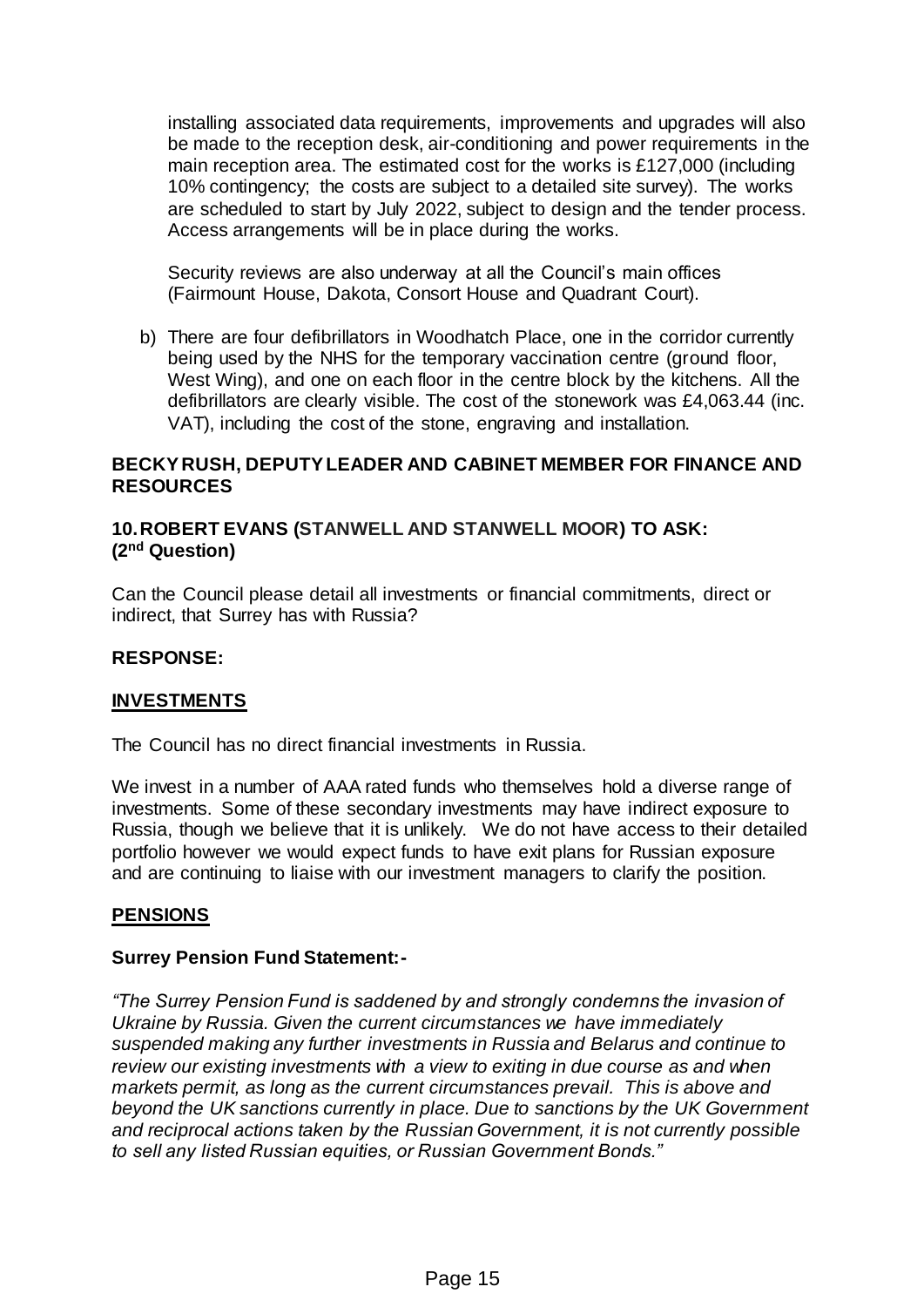installing associated data requirements, improvements and upgrades will also be made to the reception desk, air-conditioning and power requirements in the main reception area. The estimated cost for the works is £127,000 (including 10% contingency; the costs are subject to a detailed site survey). The works are scheduled to start by July 2022, subject to design and the tender process. Access arrangements will be in place during the works.

Security reviews are also underway at all the Council's main offices (Fairmount House, Dakota, Consort House and Quadrant Court).

b) There are four defibrillators in Woodhatch Place, one in the corridor currently being used by the NHS for the temporary vaccination centre (ground floor, West Wing), and one on each floor in the centre block by the kitchens. All the defibrillators are clearly visible. The cost of the stonework was £4,063.44 (inc. VAT), including the cost of the stone, engraving and installation.

**BECKY RUSH, DEPUTY LEADER AND CABINET MEMBER FOR FINANCE AND RESOURCES**

**10. ROBERT EVANS (STANWELL AND STANWELL MOOR) TO ASK: (2nd Question)**

Can the Council please detail all investments or financial commitments, direct or indirect, that Surrey has with Russia?

**RESPONSE:**

**<u>INVESTMENTS</u>**

The Council has no direct financial investments in Russia.

We invest in a number of AAA rated funds who themselves hold a diverse range of investments. Some of these secondary investments may have indirect exposure to Russia, though we believe that it is unlikely. We do not have access to their detailed portfolio however we would expect funds to have exit plans for Russian exposure and are continuing to liaise with our investment managers to clarify the position.

**<u>PENSIONS</u>**

**Surrey Pension Fund Statement:-**

*"The Surrey Pension Fund is saddened by and strongly condemns the invasion of Ukraine by Russia. Given the current circumstances we have immediately suspended making any further investments in Russia and Belarus and continue to review our existing investments with a view to exiting in due course as and when markets permit, as long as the current circumstances prevail. This is above and beyond the UK sanctions currently in place. Due to sanctions by the UK Government and reciprocal actions taken by the Russian Government, it is not currently possible to sell any listed Russian equities, or Russian Government Bonds."*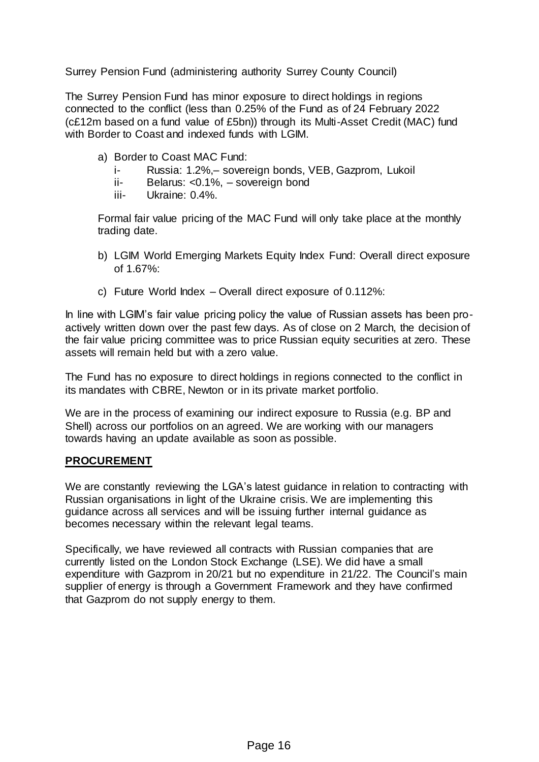Surrey Pension Fund (administering authority Surrey County Council)

The Surrey Pension Fund has minor exposure to direct holdings in regions connected to the conflict (less than 0.25% of the Fund as of 24 February 2022 (c£12m based on a fund value of £5bn)) through its Multi-Asset Credit (MAC) fund with Border to Coast and indexed funds with LGIM.

a) Border to Coast MAC Fund:
   i- Russia: 1.2%,– sovereign bonds, VEB, Gazprom, Lukoil
   ii- Belarus: <0.1%, – sovereign bond
   iii- Ukraine: 0.4%.

   Formal fair value pricing of the MAC Fund will only take place at the monthly trading date.

b) LGIM World Emerging Markets Equity Index Fund: Overall direct exposure of 1.67%:

c) Future World Index – Overall direct exposure of 0.112%:

In line with LGIM's fair value pricing policy the value of Russian assets has been pro-actively written down over the past few days. As of close on 2 March, the decision of the fair value pricing committee was to price Russian equity securities at zero. These assets will remain held but with a zero value.

The Fund has no exposure to direct holdings in regions connected to the conflict in its mandates with CBRE, Newton or in its private market portfolio.

We are in the process of examining our indirect exposure to Russia (e.g. BP and Shell) across our portfolios on an agreed. We are working with our managers towards having an update available as soon as possible.

**PROCUREMENT**

We are constantly reviewing the LGA's latest guidance in relation to contracting with Russian organisations in light of the Ukraine crisis. We are implementing this guidance across all services and will be issuing further internal guidance as becomes necessary within the relevant legal teams.

Specifically, we have reviewed all contracts with Russian companies that are currently listed on the London Stock Exchange (LSE). We did have a small expenditure with Gazprom in 20/21 but no expenditure in 21/22. The Council's main supplier of energy is through a Government Framework and they have confirmed that Gazprom do not supply energy to them.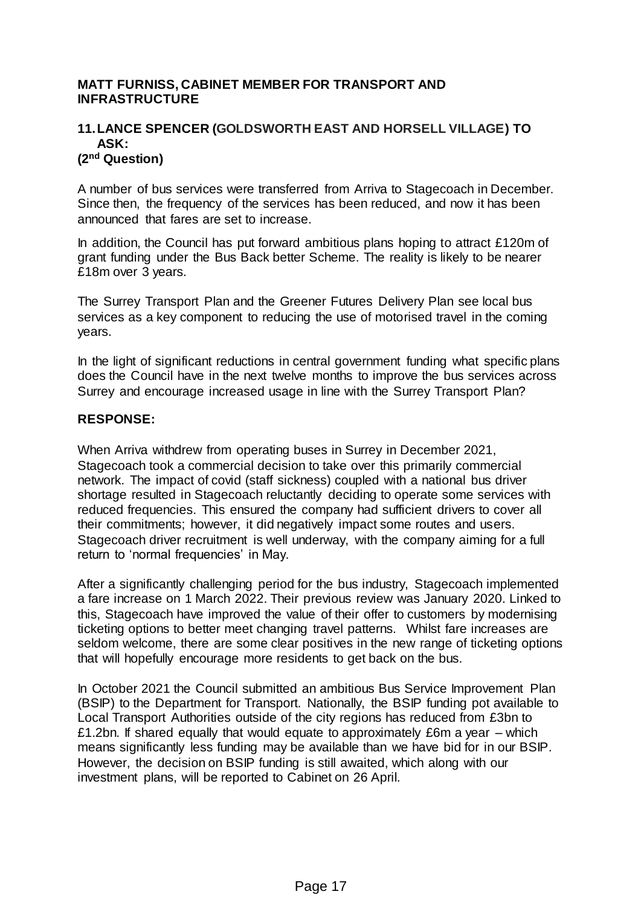**MATT FURNISS, CABINET MEMBER FOR TRANSPORT AND INFRASTRUCTURE**

**11. LANCE SPENCER (GOLDSWORTH EAST AND HORSELL VILLAGE) TO ASK:**
**(2nd Question)**

A number of bus services were transferred from Arriva to Stagecoach in December. Since then, the frequency of the services has been reduced, and now it has been announced that fares are set to increase.

In addition, the Council has put forward ambitious plans hoping to attract £120m of grant funding under the Bus Back better Scheme. The reality is likely to be nearer £18m over 3 years.

The Surrey Transport Plan and the Greener Futures Delivery Plan see local bus services as a key component to reducing the use of motorised travel in the coming years.

In the light of significant reductions in central government funding what specific plans does the Council have in the next twelve months to improve the bus services across Surrey and encourage increased usage in line with the Surrey Transport Plan?

**RESPONSE:**

When Arriva withdrew from operating buses in Surrey in December 2021, Stagecoach took a commercial decision to take over this primarily commercial network. The impact of covid (staff sickness) coupled with a national bus driver shortage resulted in Stagecoach reluctantly deciding to operate some services with reduced frequencies. This ensured the company had sufficient drivers to cover all their commitments; however, it did negatively impact some routes and users. Stagecoach driver recruitment is well underway, with the company aiming for a full return to 'normal frequencies' in May.

After a significantly challenging period for the bus industry, Stagecoach implemented a fare increase on 1 March 2022. Their previous review was January 2020. Linked to this, Stagecoach have improved the value of their offer to customers by modernising ticketing options to better meet changing travel patterns. Whilst fare increases are seldom welcome, there are some clear positives in the new range of ticketing options that will hopefully encourage more residents to get back on the bus.

In October 2021 the Council submitted an ambitious Bus Service Improvement Plan (BSIP) to the Department for Transport. Nationally, the BSIP funding pot available to Local Transport Authorities outside of the city regions has reduced from £3bn to £1.2bn. If shared equally that would equate to approximately £6m a year – which means significantly less funding may be available than we have bid for in our BSIP. However, the decision on BSIP funding is still awaited, which along with our investment plans, will be reported to Cabinet on 26 April.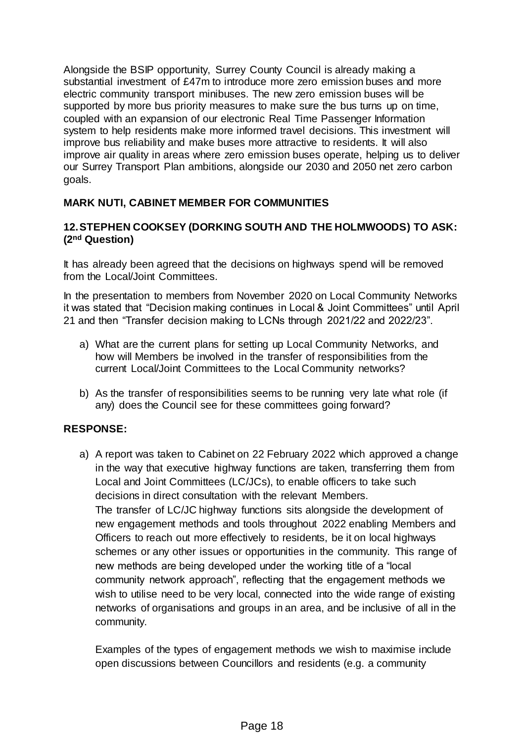Alongside the BSIP opportunity, Surrey County Council is already making a substantial investment of £47m to introduce more zero emission buses and more electric community transport minibuses. The new zero emission buses will be supported by more bus priority measures to make sure the bus turns up on time, coupled with an expansion of our electronic Real Time Passenger Information system to help residents make more informed travel decisions. This investment will improve bus reliability and make buses more attractive to residents. It will also improve air quality in areas where zero emission buses operate, helping us to deliver our Surrey Transport Plan ambitions, alongside our 2030 and 2050 net zero carbon goals.

**MARK NUTI, CABINET MEMBER FOR COMMUNITIES**

**12. STEPHEN COOKSEY (DORKING SOUTH AND THE HOLMWOODS) TO ASK: (2nd Question)**

It has already been agreed that the decisions on highways spend will be removed from the Local/Joint Committees.

In the presentation to members from November 2020 on Local Community Networks it was stated that "Decision making continues in Local & Joint Committees" until April 21 and then "Transfer decision making to LCNs through 2021/22 and 2022/23".

a) What are the current plans for setting up Local Community Networks, and how will Members be involved in the transfer of responsibilities from the current Local/Joint Committees to the Local Community networks?

b) As the transfer of responsibilities seems to be running very late what role (if any) does the Council see for these committees going forward?

**RESPONSE:**

a) A report was taken to Cabinet on 22 February 2022 which approved a change in the way that executive highway functions are taken, transferring them from Local and Joint Committees (LC/JCs), to enable officers to take such decisions in direct consultation with the relevant Members.
The transfer of LC/JC highway functions sits alongside the development of new engagement methods and tools throughout 2022 enabling Members and Officers to reach out more effectively to residents, be it on local highways schemes or any other issues or opportunities in the community. This range of new methods are being developed under the working title of a "local community network approach", reflecting that the engagement methods we wish to utilise need to be very local, connected into the wide range of existing networks of organisations and groups in an area, and be inclusive of all in the community.

   Examples of the types of engagement methods we wish to maximise include open discussions between Councillors and residents (e.g. a community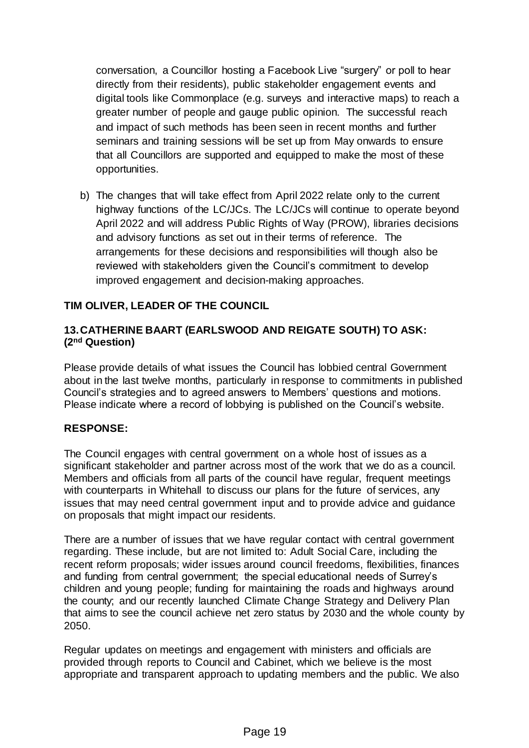conversation, a Councillor hosting a Facebook Live "surgery" or poll to hear directly from their residents), public stakeholder engagement events and digital tools like Commonplace (e.g. surveys and interactive maps) to reach a greater number of people and gauge public opinion. The successful reach and impact of such methods has been seen in recent months and further seminars and training sessions will be set up from May onwards to ensure that all Councillors are supported and equipped to make the most of these opportunities.

b) The changes that will take effect from April 2022 relate only to the current highway functions of the LC/JCs. The LC/JCs will continue to operate beyond April 2022 and will address Public Rights of Way (PROW), libraries decisions and advisory functions as set out in their terms of reference. The arrangements for these decisions and responsibilities will though also be reviewed with stakeholders given the Council's commitment to develop improved engagement and decision-making approaches.

**TIM OLIVER, LEADER OF THE COUNCIL**

**13. CATHERINE BAART (EARLSWOOD AND REIGATE SOUTH) TO ASK: (2nd Question)**

Please provide details of what issues the Council has lobbied central Government about in the last twelve months, particularly in response to commitments in published Council's strategies and to agreed answers to Members' questions and motions. Please indicate where a record of lobbying is published on the Council's website.

**RESPONSE:**

The Council engages with central government on a whole host of issues as a significant stakeholder and partner across most of the work that we do as a council. Members and officials from all parts of the council have regular, frequent meetings with counterparts in Whitehall to discuss our plans for the future of services, any issues that may need central government input and to provide advice and guidance on proposals that might impact our residents.

There are a number of issues that we have regular contact with central government regarding. These include, but are not limited to: Adult Social Care, including the recent reform proposals; wider issues around council freedoms, flexibilities, finances and funding from central government; the special educational needs of Surrey's children and young people; funding for maintaining the roads and highways around the county; and our recently launched Climate Change Strategy and Delivery Plan that aims to see the council achieve net zero status by 2030 and the whole county by 2050.

Regular updates on meetings and engagement with ministers and officials are provided through reports to Council and Cabinet, which we believe is the most appropriate and transparent approach to updating members and the public. We also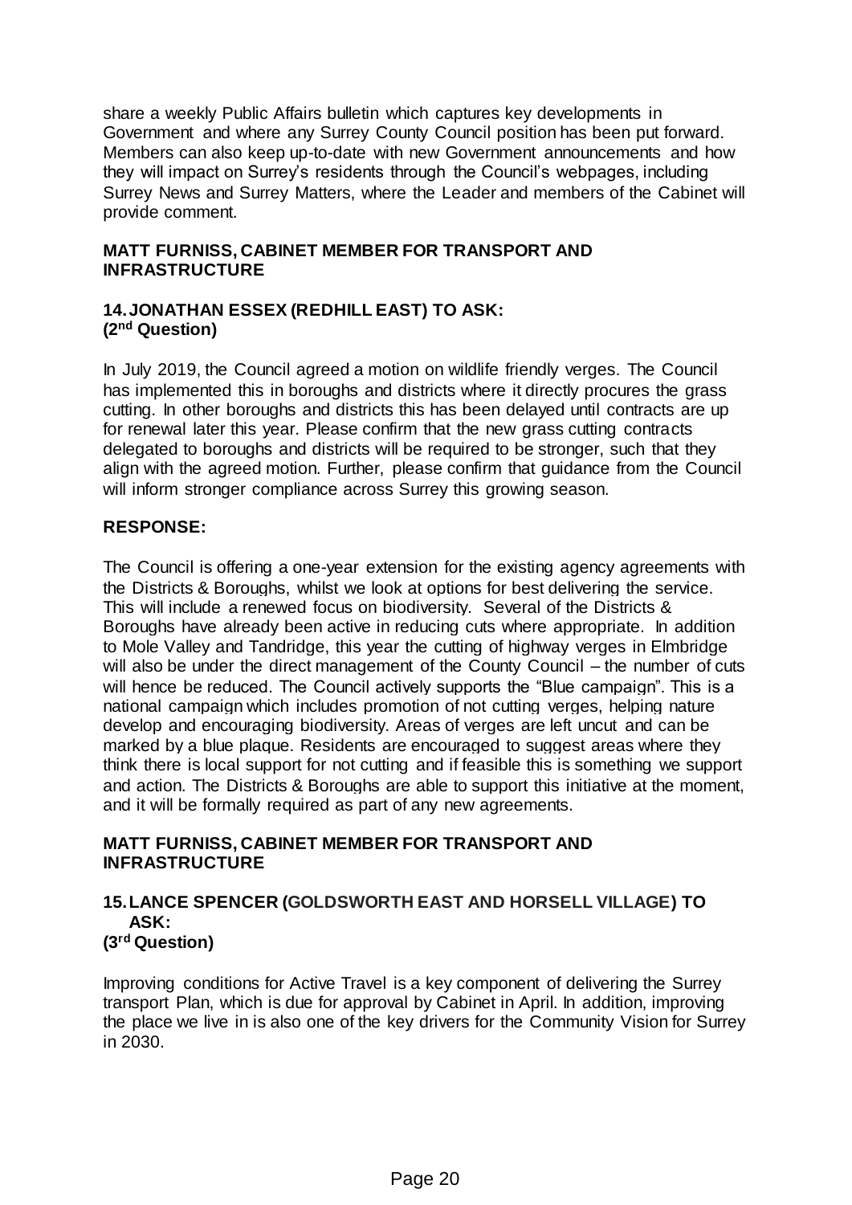share a weekly Public Affairs bulletin which captures key developments in Government and where any Surrey County Council position has been put forward. Members can also keep up-to-date with new Government announcements and how they will impact on Surrey's residents through the Council's webpages, including Surrey News and Surrey Matters, where the Leader and members of the Cabinet will provide comment.

**MATT FURNISS, CABINET MEMBER FOR TRANSPORT AND INFRASTRUCTURE**

**14. JONATHAN ESSEX (REDHILL EAST) TO ASK:**
**(2nd Question)**

In July 2019, the Council agreed a motion on wildlife friendly verges. The Council has implemented this in boroughs and districts where it directly procures the grass cutting. In other boroughs and districts this has been delayed until contracts are up for renewal later this year. Please confirm that the new grass cutting contracts delegated to boroughs and districts will be required to be stronger, such that they align with the agreed motion. Further, please confirm that guidance from the Council will inform stronger compliance across Surrey this growing season.

**RESPONSE:**

The Council is offering a one-year extension for the existing agency agreements with the Districts & Boroughs, whilst we look at options for best delivering the service. This will include a renewed focus on biodiversity. Several of the Districts & Boroughs have already been active in reducing cuts where appropriate. In addition to Mole Valley and Tandridge, this year the cutting of highway verges in Elmbridge will also be under the direct management of the County Council – the number of cuts will hence be reduced. The Council actively supports the "Blue campaign". This is a national campaign which includes promotion of not cutting verges, helping nature develop and encouraging biodiversity. Areas of verges are left uncut and can be marked by a blue plaque. Residents are encouraged to suggest areas where they think there is local support for not cutting and if feasible this is something we support and action. The Districts & Boroughs are able to support this initiative at the moment, and it will be formally required as part of any new agreements.

**MATT FURNISS, CABINET MEMBER FOR TRANSPORT AND INFRASTRUCTURE**

**15. LANCE SPENCER (GOLDSWORTH EAST AND HORSELL VILLAGE) TO ASK:**
**(3rd Question)**

Improving conditions for Active Travel is a key component of delivering the Surrey transport Plan, which is due for approval by Cabinet in April. In addition, improving the place we live in is also one of the key drivers for the Community Vision for Surrey in 2030.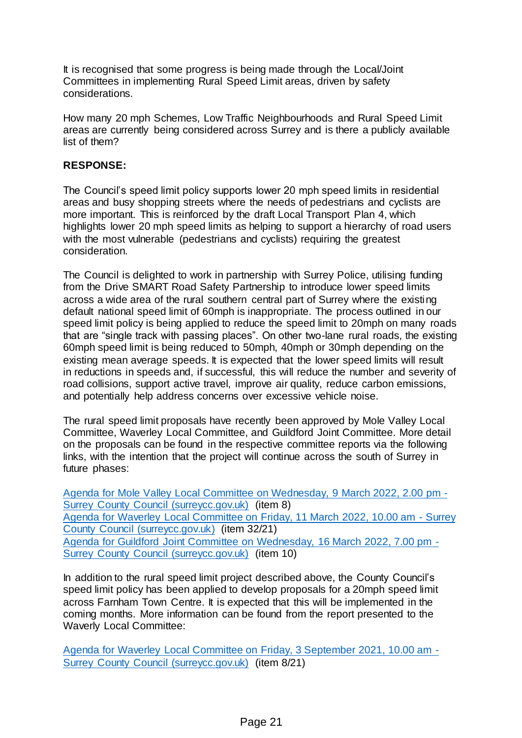It is recognised that some progress is being made through the Local/Joint Committees in implementing Rural Speed Limit areas, driven by safety considerations.

How many 20 mph Schemes, Low Traffic Neighbourhoods and Rural Speed Limit areas are currently being considered across Surrey and is there a publicly available list of them?

**RESPONSE:**

The Council's speed limit policy supports lower 20 mph speed limits in residential areas and busy shopping streets where the needs of pedestrians and cyclists are more important. This is reinforced by the draft Local Transport Plan 4, which highlights lower 20 mph speed limits as helping to support a hierarchy of road users with the most vulnerable (pedestrians and cyclists) requiring the greatest consideration.

The Council is delighted to work in partnership with Surrey Police, utilising funding from the Drive SMART Road Safety Partnership to introduce lower speed limits across a wide area of the rural southern central part of Surrey where the existing default national speed limit of 60mph is inappropriate. The process outlined in our speed limit policy is being applied to reduce the speed limit to 20mph on many roads that are "single track with passing places". On other two-lane rural roads, the existing 60mph speed limit is being reduced to 50mph, 40mph or 30mph depending on the existing mean average speeds. It is expected that the lower speed limits will result in reductions in speeds and, if successful, this will reduce the number and severity of road collisions, support active travel, improve air quality, reduce carbon emissions, and potentially help address concerns over excessive vehicle noise.

The rural speed limit proposals have recently been approved by Mole Valley Local Committee, Waverley Local Committee, and Guildford Joint Committee. More detail on the proposals can be found in the respective committee reports via the following links, with the intention that the project will continue across the south of Surrey in future phases:

Agenda for Mole Valley Local Committee on Wednesday, 9 March 2022, 2.00 pm - Surrey County Council (surreycc.gov.uk) (item 8)
Agenda for Waverley Local Committee on Friday, 11 March 2022, 10.00 am - Surrey County Council (surreycc.gov.uk) (item 32/21)
Agenda for Guildford Joint Committee on Wednesday, 16 March 2022, 7.00 pm - Surrey County Council (surreycc.gov.uk) (item 10)

In addition to the rural speed limit project described above, the County Council's speed limit policy has been applied to develop proposals for a 20mph speed limit across Farnham Town Centre. It is expected that this will be implemented in the coming months. More information can be found from the report presented to the Waverly Local Committee:

Agenda for Waverley Local Committee on Friday, 3 September 2021, 10.00 am - Surrey County Council (surreycc.gov.uk) (item 8/21)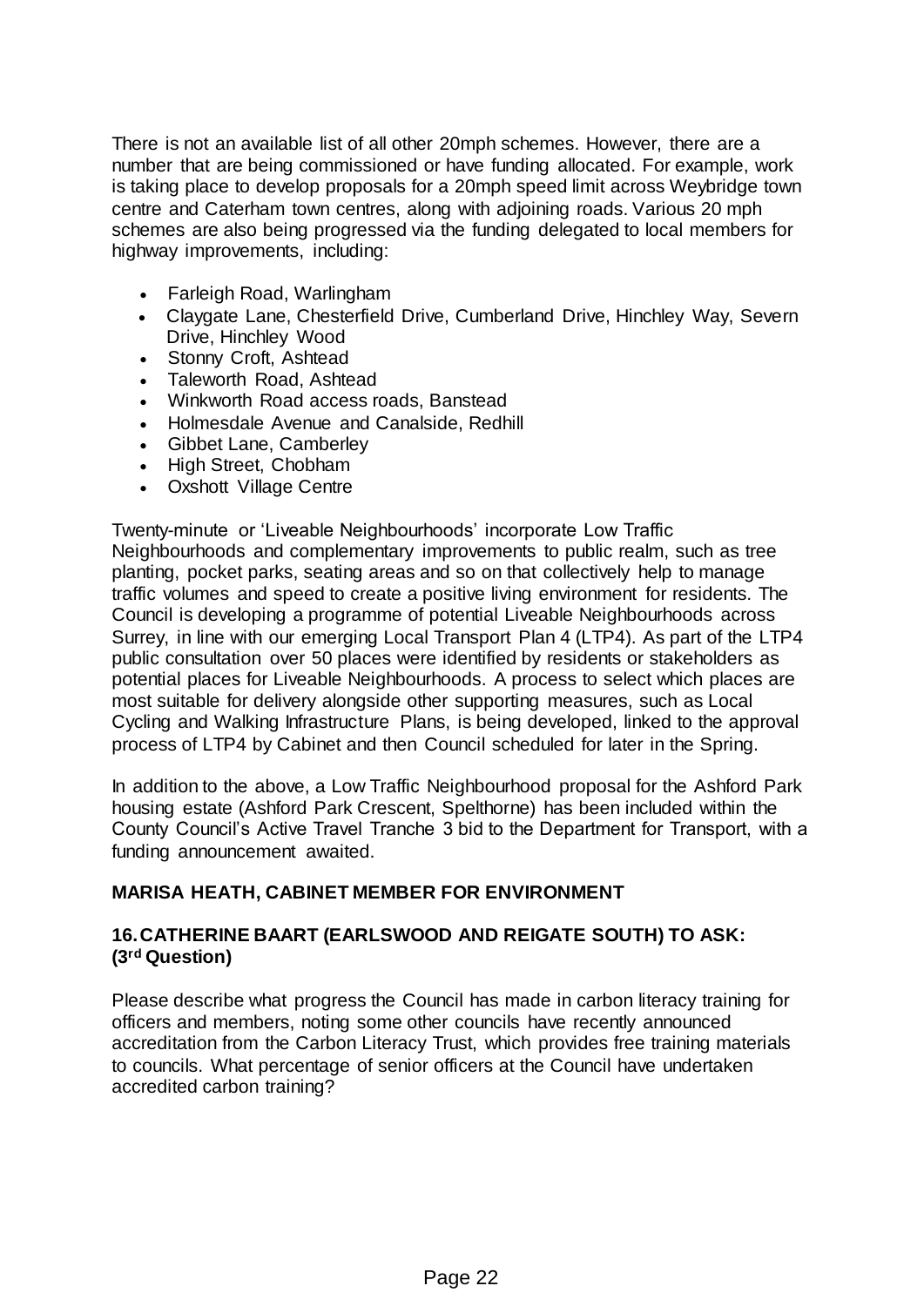There is not an available list of all other 20mph schemes. However, there are a number that are being commissioned or have funding allocated. For example, work is taking place to develop proposals for a 20mph speed limit across Weybridge town centre and Caterham town centres, along with adjoining roads. Various 20 mph schemes are also being progressed via the funding delegated to local members for highway improvements, including:

- Farleigh Road, Warlingham
- Claygate Lane, Chesterfield Drive, Cumberland Drive, Hinchley Way, Severn Drive, Hinchley Wood
- Stonny Croft, Ashtead
- Taleworth Road, Ashtead
- Winkworth Road access roads, Banstead
- Holmesdale Avenue and Canalside, Redhill
- Gibbet Lane, Camberley
- High Street, Chobham
- Oxshott Village Centre

Twenty-minute or 'Liveable Neighbourhoods' incorporate Low Traffic Neighbourhoods and complementary improvements to public realm, such as tree planting, pocket parks, seating areas and so on that collectively help to manage traffic volumes and speed to create a positive living environment for residents. The Council is developing a programme of potential Liveable Neighbourhoods across Surrey, in line with our emerging Local Transport Plan 4 (LTP4). As part of the LTP4 public consultation over 50 places were identified by residents or stakeholders as potential places for Liveable Neighbourhoods. A process to select which places are most suitable for delivery alongside other supporting measures, such as Local Cycling and Walking Infrastructure Plans, is being developed, linked to the approval process of LTP4 by Cabinet and then Council scheduled for later in the Spring.

In addition to the above, a Low Traffic Neighbourhood proposal for the Ashford Park housing estate (Ashford Park Crescent, Spelthorne) has been included within the County Council's Active Travel Tranche 3 bid to the Department for Transport, with a funding announcement awaited.

**MARISA HEATH, CABINET MEMBER FOR ENVIRONMENT**

**16. CATHERINE BAART (EARLSWOOD AND REIGATE SOUTH) TO ASK: (3rd Question)**

Please describe what progress the Council has made in carbon literacy training for officers and members, noting some other councils have recently announced accreditation from the Carbon Literacy Trust, which provides free training materials to councils. What percentage of senior officers at the Council have undertaken accredited carbon training?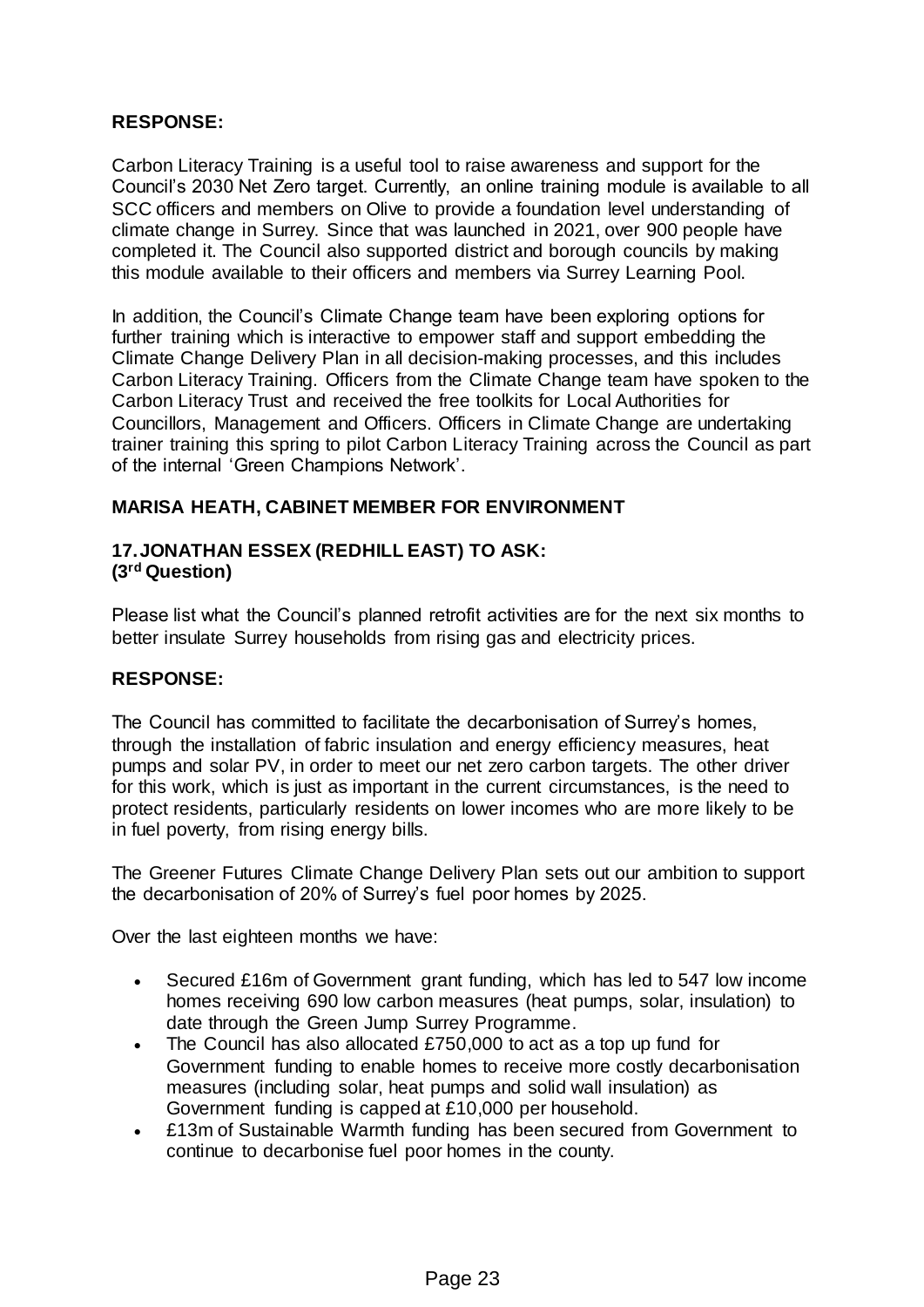**RESPONSE:**

Carbon Literacy Training is a useful tool to raise awareness and support for the Council's 2030 Net Zero target. Currently, an online training module is available to all SCC officers and members on Olive to provide a foundation level understanding of climate change in Surrey. Since that was launched in 2021, over 900 people have completed it. The Council also supported district and borough councils by making this module available to their officers and members via Surrey Learning Pool.

In addition, the Council's Climate Change team have been exploring options for further training which is interactive to empower staff and support embedding the Climate Change Delivery Plan in all decision-making processes, and this includes Carbon Literacy Training. Officers from the Climate Change team have spoken to the Carbon Literacy Trust and received the free toolkits for Local Authorities for Councillors, Management and Officers. Officers in Climate Change are undertaking trainer training this spring to pilot Carbon Literacy Training across the Council as part of the internal 'Green Champions Network'.

**MARISA HEATH, CABINET MEMBER FOR ENVIRONMENT**

**17. JONATHAN ESSEX (REDHILL EAST) TO ASK:**
**(3rd Question)**

Please list what the Council's planned retrofit activities are for the next six months to better insulate Surrey households from rising gas and electricity prices.

**RESPONSE:**

The Council has committed to facilitate the decarbonisation of Surrey's homes, through the installation of fabric insulation and energy efficiency measures, heat pumps and solar PV, in order to meet our net zero carbon targets. The other driver for this work, which is just as important in the current circumstances, is the need to protect residents, particularly residents on lower incomes who are more likely to be in fuel poverty, from rising energy bills.

The Greener Futures Climate Change Delivery Plan sets out our ambition to support the decarbonisation of 20% of Surrey's fuel poor homes by 2025.

Over the last eighteen months we have:

- Secured £16m of Government grant funding, which has led to 547 low income homes receiving 690 low carbon measures (heat pumps, solar, insulation) to date through the Green Jump Surrey Programme.
- The Council has also allocated £750,000 to act as a top up fund for Government funding to enable homes to receive more costly decarbonisation measures (including solar, heat pumps and solid wall insulation) as Government funding is capped at £10,000 per household.
- £13m of Sustainable Warmth funding has been secured from Government to continue to decarbonise fuel poor homes in the county.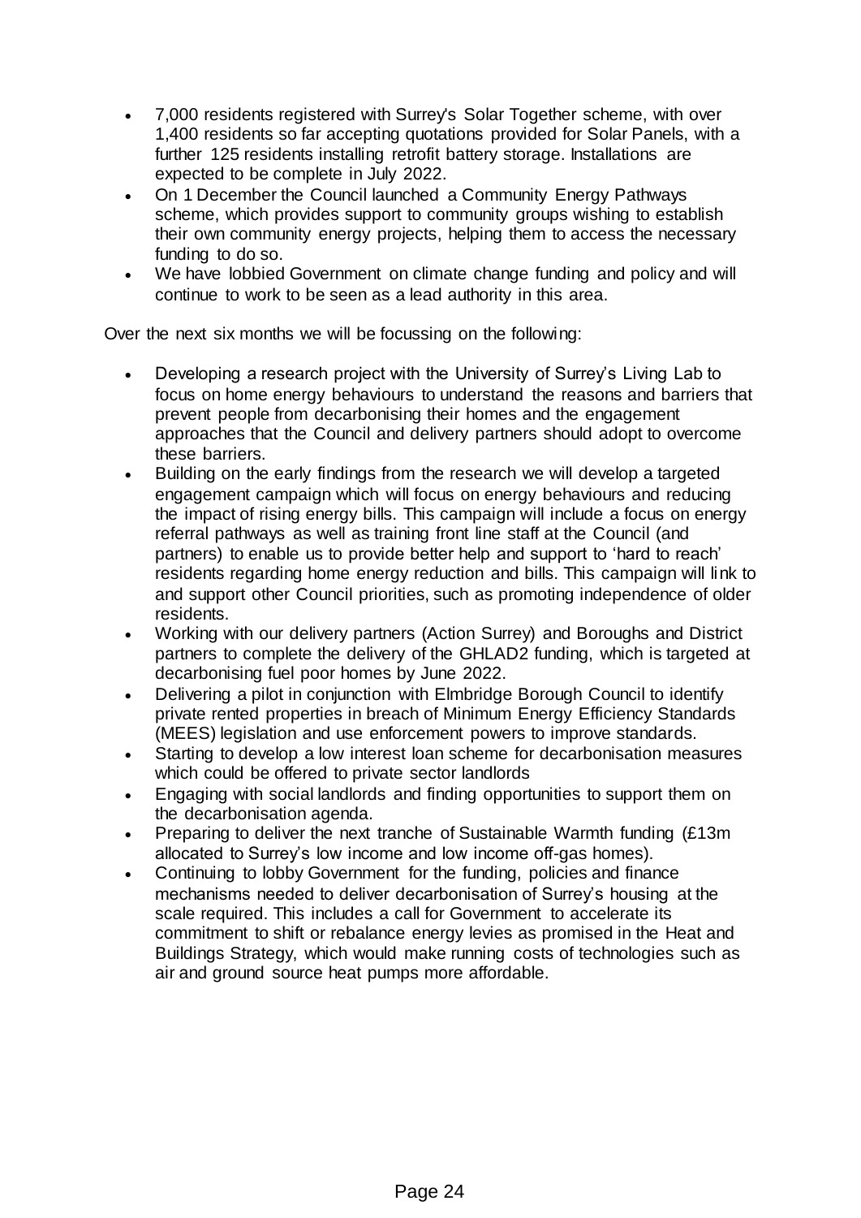- 7,000 residents registered with Surrey's Solar Together scheme, with over 1,400 residents so far accepting quotations provided for Solar Panels, with a further 125 residents installing retrofit battery storage. Installations are expected to be complete in July 2022.
- On 1 December the Council launched a Community Energy Pathways scheme, which provides support to community groups wishing to establish their own community energy projects, helping them to access the necessary funding to do so.
- We have lobbied Government on climate change funding and policy and will continue to work to be seen as a lead authority in this area.

Over the next six months we will be focussing on the following:

- Developing a research project with the University of Surrey's Living Lab to focus on home energy behaviours to understand the reasons and barriers that prevent people from decarbonising their homes and the engagement approaches that the Council and delivery partners should adopt to overcome these barriers.
- Building on the early findings from the research we will develop a targeted engagement campaign which will focus on energy behaviours and reducing the impact of rising energy bills. This campaign will include a focus on energy referral pathways as well as training front line staff at the Council (and partners) to enable us to provide better help and support to 'hard to reach' residents regarding home energy reduction and bills. This campaign will link to and support other Council priorities, such as promoting independence of older residents.
- Working with our delivery partners (Action Surrey) and Boroughs and District partners to complete the delivery of the GHLAD2 funding, which is targeted at decarbonising fuel poor homes by June 2022.
- Delivering a pilot in conjunction with Elmbridge Borough Council to identify private rented properties in breach of Minimum Energy Efficiency Standards (MEES) legislation and use enforcement powers to improve standards.
- Starting to develop a low interest loan scheme for decarbonisation measures which could be offered to private sector landlords
- Engaging with social landlords and finding opportunities to support them on the decarbonisation agenda.
- Preparing to deliver the next tranche of Sustainable Warmth funding (£13m allocated to Surrey's low income and low income off-gas homes).
- Continuing to lobby Government for the funding, policies and finance mechanisms needed to deliver decarbonisation of Surrey's housing at the scale required. This includes a call for Government to accelerate its commitment to shift or rebalance energy levies as promised in the Heat and Buildings Strategy, which would make running costs of technologies such as air and ground source heat pumps more affordable.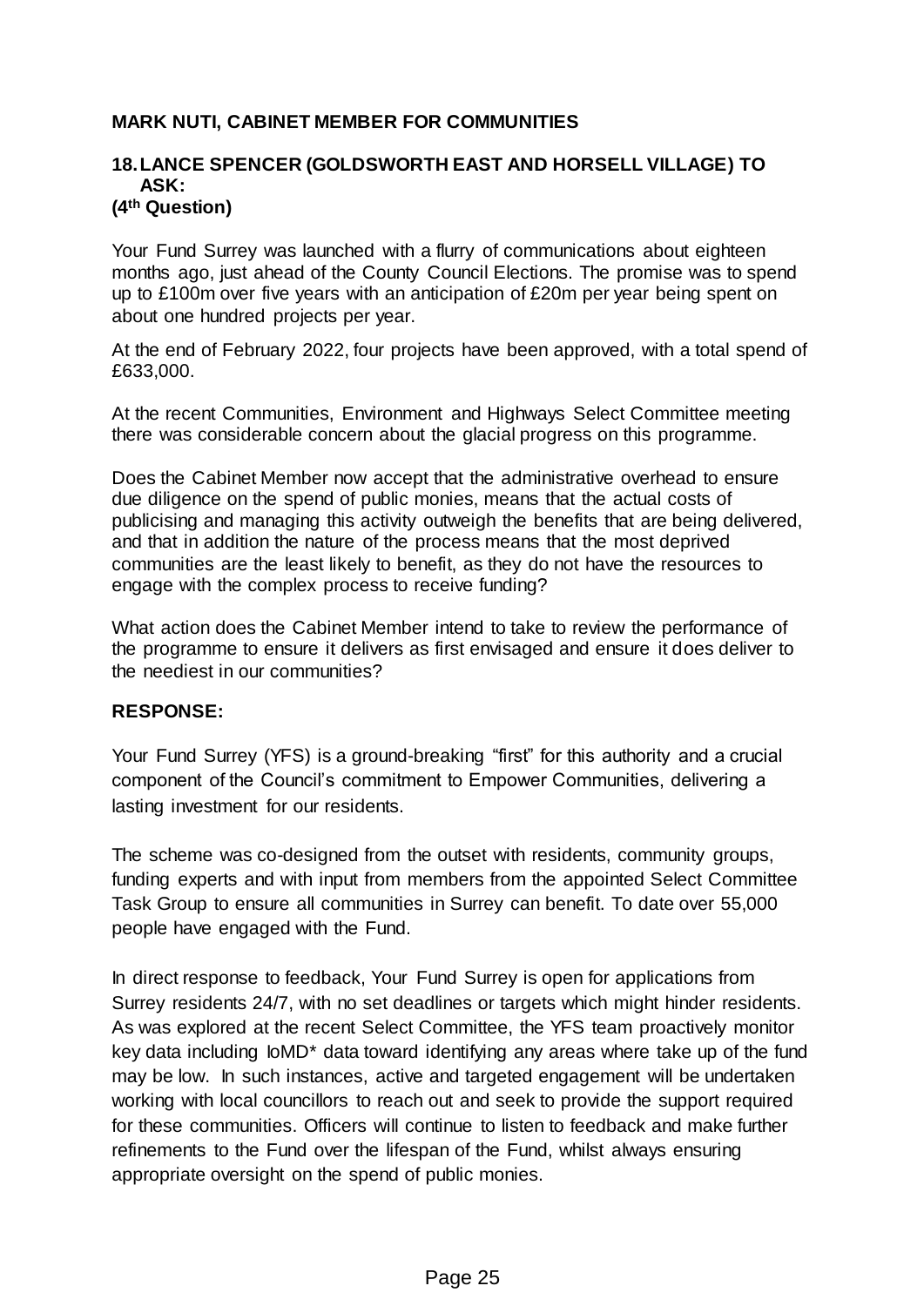**MARK NUTI, CABINET MEMBER FOR COMMUNITIES**

**18. LANCE SPENCER (GOLDSWORTH EAST AND HORSELL VILLAGE) TO ASK:**
**(4th Question)**

Your Fund Surrey was launched with a flurry of communications about eighteen months ago, just ahead of the County Council Elections. The promise was to spend up to £100m over five years with an anticipation of £20m per year being spent on about one hundred projects per year.

At the end of February 2022, four projects have been approved, with a total spend of £633,000.

At the recent Communities, Environment and Highways Select Committee meeting there was considerable concern about the glacial progress on this programme.

Does the Cabinet Member now accept that the administrative overhead to ensure due diligence on the spend of public monies, means that the actual costs of publicising and managing this activity outweigh the benefits that are being delivered, and that in addition the nature of the process means that the most deprived communities are the least likely to benefit, as they do not have the resources to engage with the complex process to receive funding?

What action does the Cabinet Member intend to take to review the performance of the programme to ensure it delivers as first envisaged and ensure it does deliver to the neediest in our communities?

**RESPONSE:**

Your Fund Surrey (YFS) is a ground-breaking "first" for this authority and a crucial component of the Council's commitment to Empower Communities, delivering a lasting investment for our residents.

The scheme was co-designed from the outset with residents, community groups, funding experts and with input from members from the appointed Select Committee Task Group to ensure all communities in Surrey can benefit. To date over 55,000 people have engaged with the Fund.

In direct response to feedback, Your Fund Surrey is open for applications from Surrey residents 24/7, with no set deadlines or targets which might hinder residents. As was explored at the recent Select Committee, the YFS team proactively monitor key data including IoMD* data toward identifying any areas where take up of the fund may be low. In such instances, active and targeted engagement will be undertaken working with local councillors to reach out and seek to provide the support required for these communities. Officers will continue to listen to feedback and make further refinements to the Fund over the lifespan of the Fund, whilst always ensuring appropriate oversight on the spend of public monies.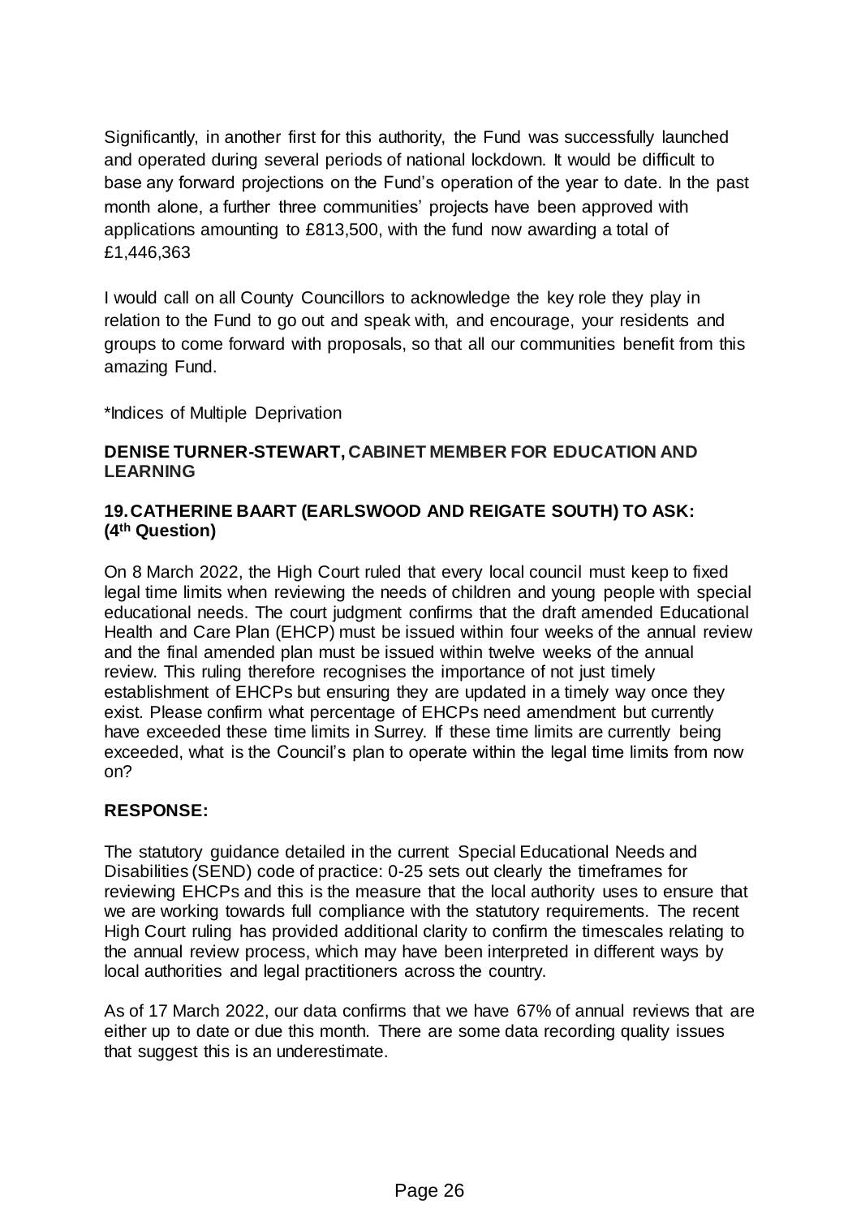Significantly, in another first for this authority, the Fund was successfully launched and operated during several periods of national lockdown. It would be difficult to base any forward projections on the Fund's operation of the year to date. In the past month alone, a further three communities' projects have been approved with applications amounting to £813,500, with the fund now awarding a total of £1,446,363

I would call on all County Councillors to acknowledge the key role they play in relation to the Fund to go out and speak with, and encourage, your residents and groups to come forward with proposals, so that all our communities benefit from this amazing Fund.

*Indices of Multiple Deprivation

**DENISE TURNER-STEWART, CABINET MEMBER FOR EDUCATION AND LEARNING**

**19. CATHERINE BAART (EARLSWOOD AND REIGATE SOUTH) TO ASK: (4th Question)**

On 8 March 2022, the High Court ruled that every local council must keep to fixed legal time limits when reviewing the needs of children and young people with special educational needs. The court judgment confirms that the draft amended Educational Health and Care Plan (EHCP) must be issued within four weeks of the annual review and the final amended plan must be issued within twelve weeks of the annual review. This ruling therefore recognises the importance of not just timely establishment of EHCPs but ensuring they are updated in a timely way once they exist. Please confirm what percentage of EHCPs need amendment but currently have exceeded these time limits in Surrey. If these time limits are currently being exceeded, what is the Council's plan to operate within the legal time limits from now on?

**RESPONSE:**

The statutory guidance detailed in the current Special Educational Needs and Disabilities (SEND) code of practice: 0-25 sets out clearly the timeframes for reviewing EHCPs and this is the measure that the local authority uses to ensure that we are working towards full compliance with the statutory requirements. The recent High Court ruling has provided additional clarity to confirm the timescales relating to the annual review process, which may have been interpreted in different ways by local authorities and legal practitioners across the country.

As of 17 March 2022, our data confirms that we have 67% of annual reviews that are either up to date or due this month. There are some data recording quality issues that suggest this is an underestimate.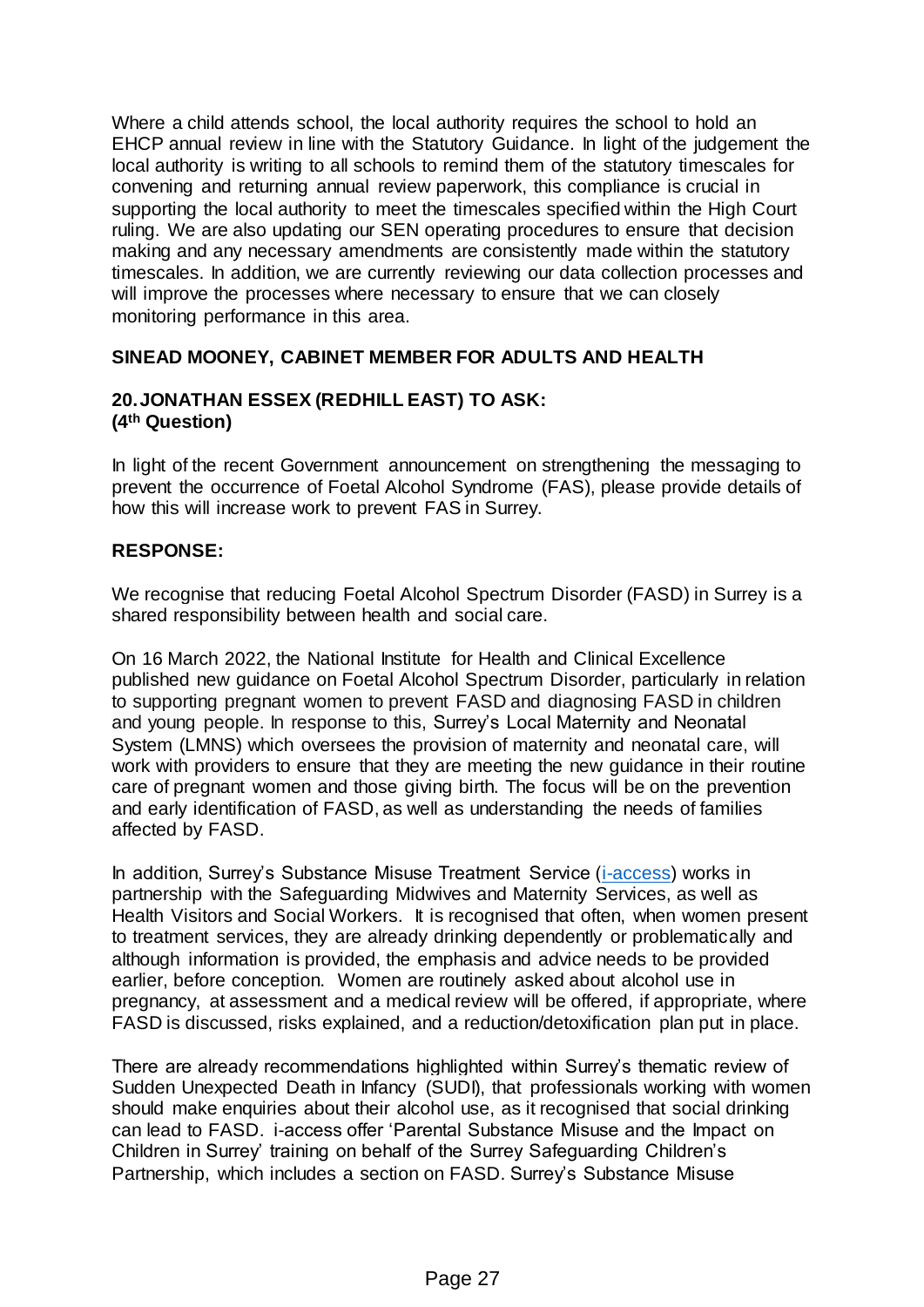Where a child attends school, the local authority requires the school to hold an EHCP annual review in line with the Statutory Guidance. In light of the judgement the local authority is writing to all schools to remind them of the statutory timescales for convening and returning annual review paperwork, this compliance is crucial in supporting the local authority to meet the timescales specified within the High Court ruling. We are also updating our SEN operating procedures to ensure that decision making and any necessary amendments are consistently made within the statutory timescales. In addition, we are currently reviewing our data collection processes and will improve the processes where necessary to ensure that we can closely monitoring performance in this area.

**SINEAD MOONEY, CABINET MEMBER FOR ADULTS AND HEALTH**

**20. JONATHAN ESSEX (REDHILL EAST) TO ASK:**
**(4th Question)**

In light of the recent Government announcement on strengthening the messaging to prevent the occurrence of Foetal Alcohol Syndrome (FAS), please provide details of how this will increase work to prevent FAS in Surrey.

**RESPONSE:**

We recognise that reducing Foetal Alcohol Spectrum Disorder (FASD) in Surrey is a shared responsibility between health and social care.

On 16 March 2022, the National Institute for Health and Clinical Excellence published new guidance on Foetal Alcohol Spectrum Disorder, particularly in relation to supporting pregnant women to prevent FASD and diagnosing FASD in children and young people. In response to this, Surrey's Local Maternity and Neonatal System (LMNS) which oversees the provision of maternity and neonatal care, will work with providers to ensure that they are meeting the new guidance in their routine care of pregnant women and those giving birth. The focus will be on the prevention and early identification of FASD, as well as understanding the needs of families affected by FASD.

In addition, Surrey's Substance Misuse Treatment Service (i-access) works in partnership with the Safeguarding Midwives and Maternity Services, as well as Health Visitors and Social Workers. It is recognised that often, when women present to treatment services, they are already drinking dependently or problematically and although information is provided, the emphasis and advice needs to be provided earlier, before conception. Women are routinely asked about alcohol use in pregnancy, at assessment and a medical review will be offered, if appropriate, where FASD is discussed, risks explained, and a reduction/detoxification plan put in place.

There are already recommendations highlighted within Surrey's thematic review of Sudden Unexpected Death in Infancy (SUDI), that professionals working with women should make enquiries about their alcohol use, as it recognised that social drinking can lead to FASD. i-access offer 'Parental Substance Misuse and the Impact on Children in Surrey' training on behalf of the Surrey Safeguarding Children's Partnership, which includes a section on FASD. Surrey's Substance Misuse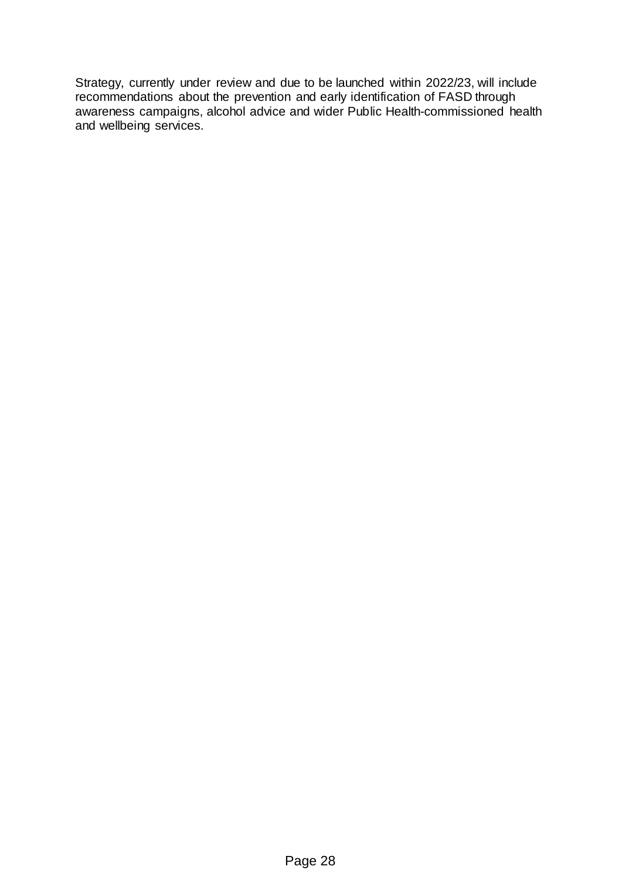Strategy, currently under review and due to be launched within 2022/23, will include recommendations about the prevention and early identification of FASD through awareness campaigns, alcohol advice and wider Public Health-commissioned health and wellbeing services.